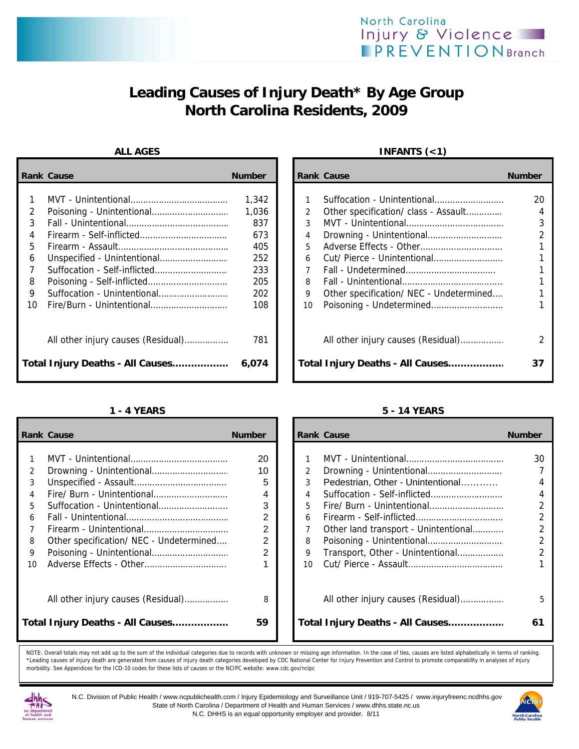North Carolina Injury & Violence PREVENTION Branch

# Leading Causes of Injury Death* By Age Group North Carolina Residents, 2009

### ALL AGES

| Rank | Cause | Number |
|---|---|---|
| 1 | MVT - Unintentional | 1,342 |
| 2 | Poisoning - Unintentional | 1,036 |
| 3 | Fall - Unintentional | 837 |
| 4 | Firearm - Self-inflicted | 673 |
| 5 | Firearm - Assault | 405 |
| 6 | Unspecified - Unintentional | 252 |
| 7 | Suffocation - Self-inflicted | 233 |
| 8 | Poisoning - Self-inflicted | 205 |
| 9 | Suffocation - Unintentional | 202 |
| 10 | Fire/Burn - Unintentional | 108 |
| | All other injury causes (Residual) | 781 |
| | **Total Injury Deaths - All Causes** | **6,074** |

### INFANTS (<1)

| Rank | Cause | Number |
|---|---|---|
| 1 | Suffocation - Unintentional | 20 |
| 2 | Other specification/ class - Assault | 4 |
| 3 | MVT - Unintentional | 3 |
| 4 | Drowning - Unintentional | 2 |
| 5 | Adverse Effects - Other | 1 |
| 6 | Cut/ Pierce - Unintentional | 1 |
| 7 | Fall - Undetermined | 1 |
| 8 | Fall - Unintentional | 1 |
| 9 | Other specification/ NEC - Undetermined | 1 |
| 10 | Poisoning - Undetermined | 1 |
| | All other injury causes (Residual) | 2 |
| | **Total Injury Deaths - All Causes** | **37** |

### 1 - 4 YEARS

| Rank | Cause | Number |
|---|---|---|
| 1 | MVT - Unintentional | 20 |
| 2 | Drowning - Unintentional | 10 |
| 3 | Unspecified - Assault | 5 |
| 4 | Fire/ Burn - Unintentional | 4 |
| 5 | Suffocation - Unintentional | 3 |
| 6 | Fall - Unintentional | 2 |
| 7 | Firearm - Unintentional | 2 |
| 8 | Other specification/ NEC - Undetermined | 2 |
| 9 | Poisoning - Unintentional | 2 |
| 10 | Adverse Effects - Other | 1 |
| | All other injury causes (Residual) | 8 |
| | **Total Injury Deaths - All Causes** | **59** |

### 5 - 14 YEARS

| Rank | Cause | Number |
|---|---|---|
| 1 | MVT - Unintentional | 30 |
| 2 | Drowning - Unintentional | 7 |
| 3 | Pedestrian, Other - Unintentional | 4 |
| 4 | Suffocation - Self-inflicted | 4 |
| 5 | Fire/ Burn - Unintentional | 2 |
| 6 | Firearm - Self-inflicted | 2 |
| 7 | Other land transport - Unintentional | 2 |
| 8 | Poisoning - Unintentional | 2 |
| 9 | Transport, Other - Unintentional | 2 |
| 10 | Cut/ Pierce - Assault | 1 |
| | All other injury causes (Residual) | 5 |
| | **Total Injury Deaths - All Causes** | **61** |

NOTE: Overall totals may not add up to the sum of the individual categories due to records with unknown or missing age information. In the case of ties, causes are listed alphabetically in terms of ranking.
*Leading causes of injury death are generated from causes of injury death categories developed by CDC National Center for Injury Prevention and Control to promote comparability in analyses of injury morbidity. See Appendices for the ICD-10 codes for these lists of causes or the NCIPC website: www.cdc.gov/ncipc

N.C. Division of Public Health / www.ncpublichealth.com / Injury Epidemiology and Surveillance Unit / 919-707-5425 / www.injuryfreenc.ncdhhs.gov
State of North Carolina / Department of Health and Human Services / www.dhhs.state.nc.us
N.C. DHHS is an equal opportunity employer and provider. 8/11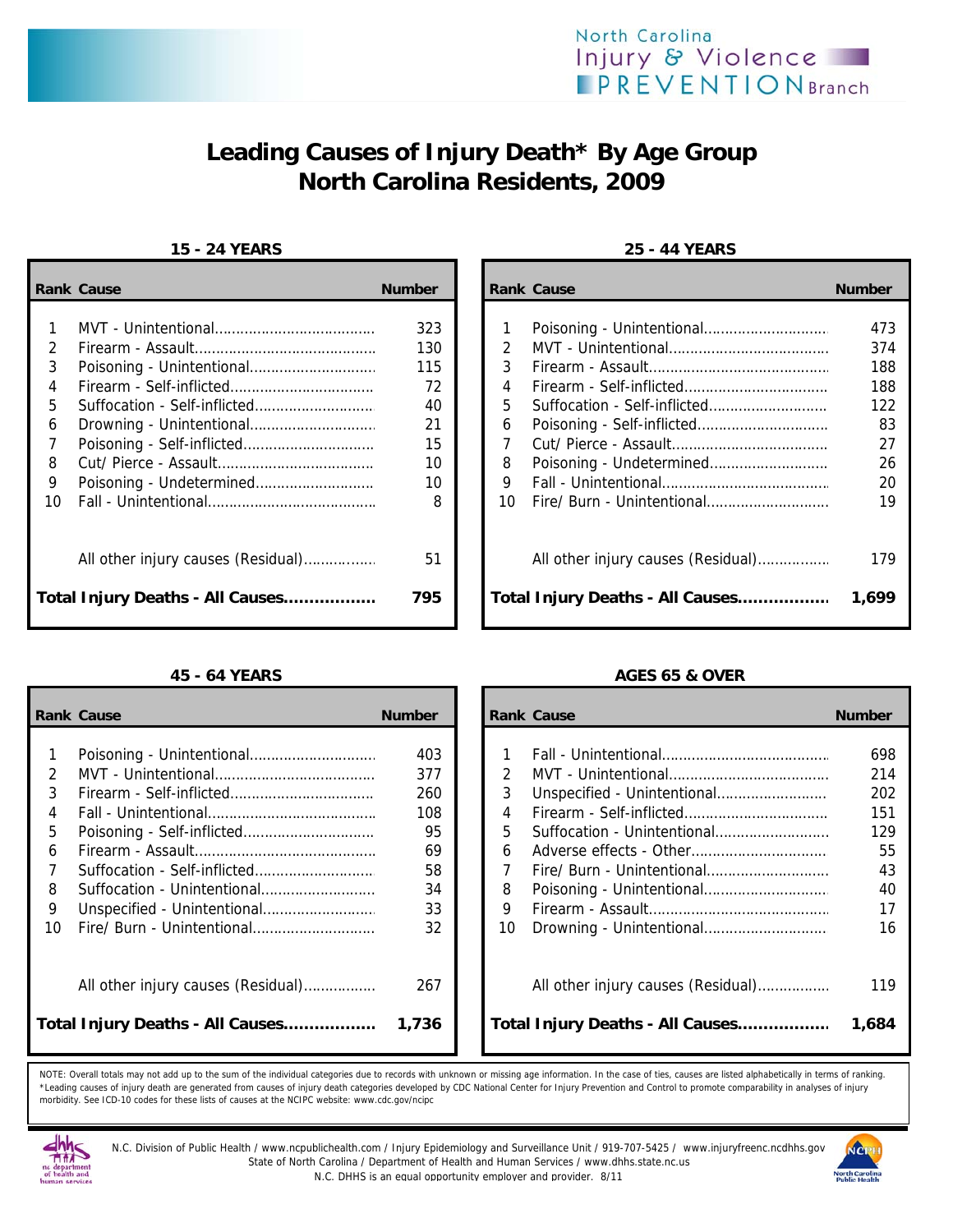North Carolina Injury & Violence PREVENTION Branch

# Leading Causes of Injury Death* By Age Group North Carolina Residents, 2009

### 15 - 24 YEARS

| Rank | Cause | Number |
|---|---|---|
| 1 | MVT - Unintentional | 323 |
| 2 | Firearm - Assault | 130 |
| 3 | Poisoning - Unintentional | 115 |
| 4 | Firearm - Self-inflicted | 72 |
| 5 | Suffocation - Self-inflicted | 40 |
| 6 | Drowning - Unintentional | 21 |
| 7 | Poisoning - Self-inflicted | 15 |
| 8 | Cut/ Pierce - Assault | 10 |
| 9 | Poisoning - Undetermined | 10 |
| 10 | Fall - Unintentional | 8 |
| | All other injury causes (Residual) | 51 |
| | **Total Injury Deaths - All Causes** | **795** |

### 25 - 44 YEARS

| Rank | Cause | Number |
|---|---|---|
| 1 | Poisoning - Unintentional | 473 |
| 2 | MVT - Unintentional | 374 |
| 3 | Firearm - Assault | 188 |
| 4 | Firearm - Self-inflicted | 188 |
| 5 | Suffocation - Self-inflicted | 122 |
| 6 | Poisoning - Self-inflicted | 83 |
| 7 | Cut/ Pierce - Assault | 27 |
| 8 | Poisoning - Undetermined | 26 |
| 9 | Fall - Unintentional | 20 |
| 10 | Fire/ Burn - Unintentional | 19 |
| | All other injury causes (Residual) | 179 |
| | **Total Injury Deaths - All Causes** | **1,699** |

### 45 - 64 YEARS

| Rank | Cause | Number |
|---|---|---|
| 1 | Poisoning - Unintentional | 403 |
| 2 | MVT - Unintentional | 377 |
| 3 | Firearm - Self-inflicted | 260 |
| 4 | Fall - Unintentional | 108 |
| 5 | Poisoning - Self-inflicted | 95 |
| 6 | Firearm - Assault | 69 |
| 7 | Suffocation - Self-inflicted | 58 |
| 8 | Suffocation - Unintentional | 34 |
| 9 | Unspecified - Unintentional | 33 |
| 10 | Fire/ Burn - Unintentional | 32 |
| | All other injury causes (Residual) | 267 |
| | **Total Injury Deaths - All Causes** | **1,736** |

### AGES 65 & OVER

| Rank | Cause | Number |
|---|---|---|
| 1 | Fall - Unintentional | 698 |
| 2 | MVT - Unintentional | 214 |
| 3 | Unspecified - Unintentional | 202 |
| 4 | Firearm - Self-inflicted | 151 |
| 5 | Suffocation - Unintentional | 129 |
| 6 | Adverse effects - Other | 55 |
| 7 | Fire/ Burn - Unintentional | 43 |
| 8 | Poisoning - Unintentional | 40 |
| 9 | Firearm - Assault | 17 |
| 10 | Drowning - Unintentional | 16 |
| | All other injury causes (Residual) | 119 |
| | **Total Injury Deaths - All Causes** | **1,684** |

NOTE: Overall totals may not add up to the sum of the individual categories due to records with unknown or missing age information. In the case of ties, causes are listed alphabetically in terms of ranking.
*Leading causes of injury death are generated from causes of injury death categories developed by CDC National Center for Injury Prevention and Control to promote comparability in analyses of injury morbidity. See ICD-10 codes for these lists of causes at the NCIPC website: www.cdc.gov/ncipc

N.C. Division of Public Health / www.ncpublichealth.com / Injury Epidemiology and Surveillance Unit / 919-707-5425 / www.injuryfreenc.ncdhhs.gov
State of North Carolina / Department of Health and Human Services / www.dhhs.state.nc.us
N.C. DHHS is an equal opportunity employer and provider. 8/11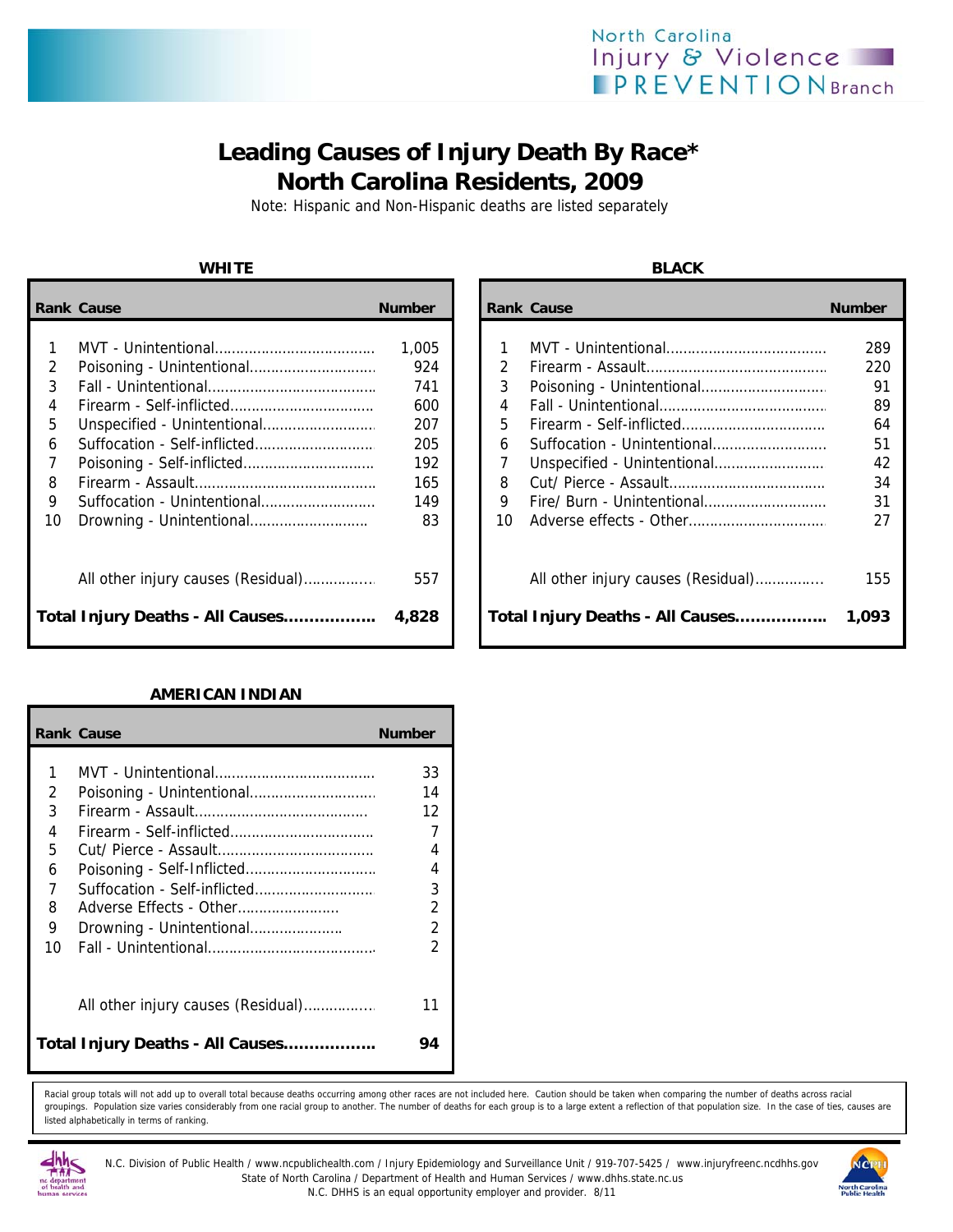North Carolina Injury & Violence PREVENTION Branch

# Leading Causes of Injury Death By Race*
# North Carolina Residents, 2009

Note: Hispanic and Non-Hispanic deaths are listed separately

### WHITE

| Rank | Cause | Number |
|---|---|---|
| 1 | MVT - Unintentional | 1,005 |
| 2 | Poisoning - Unintentional | 924 |
| 3 | Fall - Unintentional | 741 |
| 4 | Firearm - Self-inflicted | 600 |
| 5 | Unspecified - Unintentional | 207 |
| 6 | Suffocation - Self-inflicted | 205 |
| 7 | Poisoning - Self-inflicted | 192 |
| 8 | Firearm - Assault | 165 |
| 9 | Suffocation - Unintentional | 149 |
| 10 | Drowning - Unintentional | 83 |
| | All other injury causes (Residual) | 557 |
| | **Total Injury Deaths - All Causes** | **4,828** |

### BLACK

| Rank | Cause | Number |
|---|---|---|
| 1 | MVT - Unintentional | 289 |
| 2 | Firearm - Assault | 220 |
| 3 | Poisoning - Unintentional | 91 |
| 4 | Fall - Unintentional | 89 |
| 5 | Firearm - Self-inflicted | 64 |
| 6 | Suffocation - Unintentional | 51 |
| 7 | Unspecified - Unintentional | 42 |
| 8 | Cut/ Pierce - Assault | 34 |
| 9 | Fire/ Burn - Unintentional | 31 |
| 10 | Adverse effects - Other | 27 |
| | All other injury causes (Residual) | 155 |
| | **Total Injury Deaths - All Causes** | **1,093** |

### AMERICAN INDIAN

| Rank | Cause | Number |
|---|---|---|
| 1 | MVT - Unintentional | 33 |
| 2 | Poisoning - Unintentional | 14 |
| 3 | Firearm - Assault | 12 |
| 4 | Firearm - Self-inflicted | 7 |
| 5 | Cut/ Pierce - Assault | 4 |
| 6 | Poisoning - Self-Inflicted | 4 |
| 7 | Suffocation - Self-inflicted | 3 |
| 8 | Adverse Effects - Other | 2 |
| 9 | Drowning - Unintentional | 2 |
| 10 | Fall - Unintentional | 2 |
| | All other injury causes (Residual) | 11 |
| | **Total Injury Deaths - All Causes** | **94** |

Racial group totals will not add up to overall total because deaths occurring among other races are not included here. Caution should be taken when comparing the number of deaths across racial groupings. Population size varies considerably from one racial group to another. The number of deaths for each group is to a large extent a reflection of that population size. In the case of ties, causes are listed alphabetically in terms of ranking.

N.C. Division of Public Health / www.ncpublichealth.com / Injury Epidemiology and Surveillance Unit / 919-707-5425 / www.injuryfreenc.ncdhhs.gov
State of North Carolina / Department of Health and Human Services / www.dhhs.state.nc.us
N.C. DHHS is an equal opportunity employer and provider. 8/11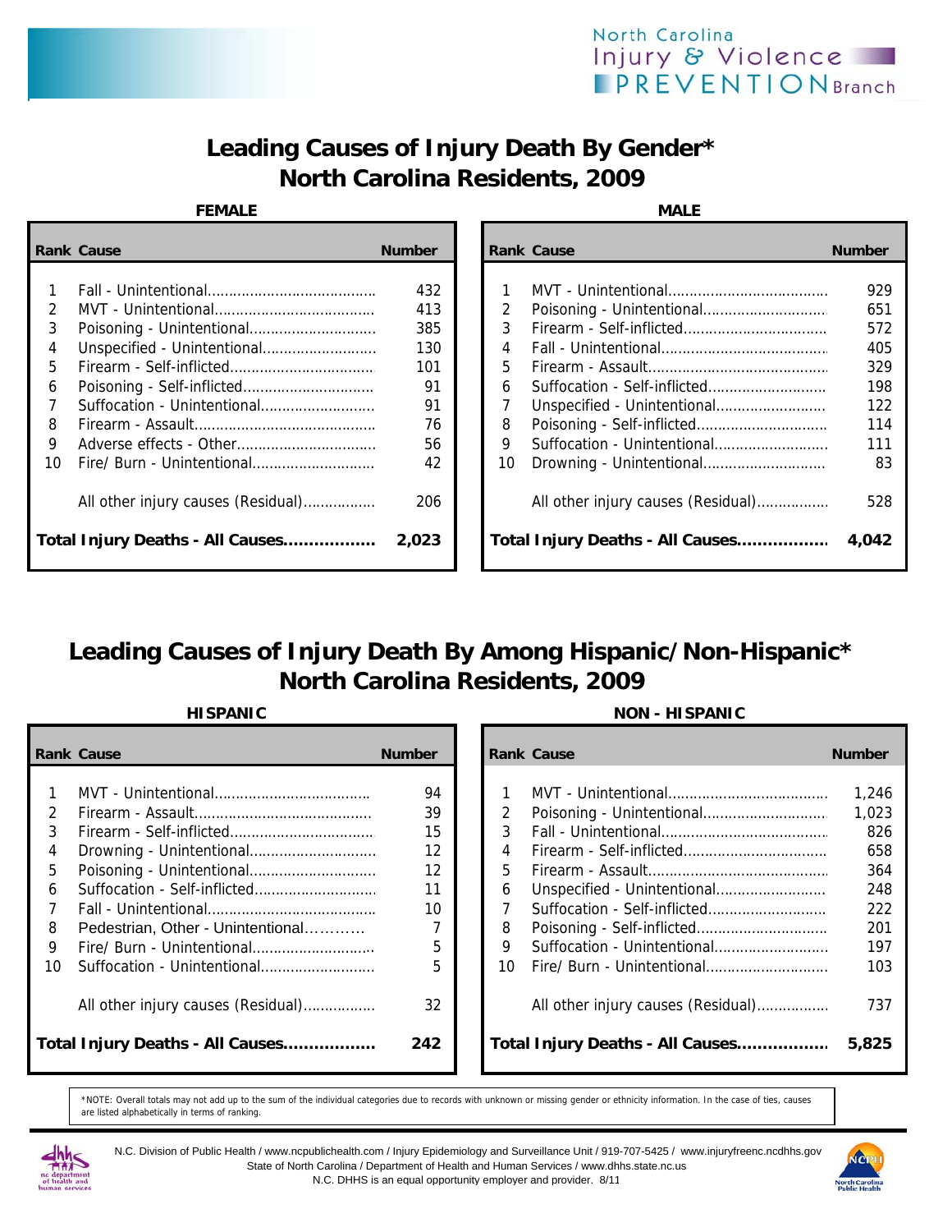North Carolina Injury & Violence PREVENTION Branch

## Leading Causes of Injury Death By Gender*
## North Carolina Residents, 2009

**FEMALE**

| Rank | Cause | Number |
|---|---|---|
| 1 | Fall - Unintentional | 432 |
| 2 | MVT - Unintentional | 413 |
| 3 | Poisoning - Unintentional | 385 |
| 4 | Unspecified - Unintentional | 130 |
| 5 | Firearm - Self-inflicted | 101 |
| 6 | Poisoning - Self-inflicted | 91 |
| 7 | Suffocation - Unintentional | 91 |
| 8 | Firearm - Assault | 76 |
| 9 | Adverse effects - Other | 56 |
| 10 | Fire/ Burn - Unintentional | 42 |
| | All other injury causes (Residual) | 206 |
| | **Total Injury Deaths - All Causes** | **2,023** |

**MALE**

| Rank | Cause | Number |
|---|---|---|
| 1 | MVT - Unintentional | 929 |
| 2 | Poisoning - Unintentional | 651 |
| 3 | Firearm - Self-inflicted | 572 |
| 4 | Fall - Unintentional | 405 |
| 5 | Firearm - Assault | 329 |
| 6 | Suffocation - Self-inflicted | 198 |
| 7 | Unspecified - Unintentional | 122 |
| 8 | Poisoning - Self-inflicted | 114 |
| 9 | Suffocation - Unintentional | 111 |
| 10 | Drowning - Unintentional | 83 |
| | All other injury causes (Residual) | 528 |
| | **Total Injury Deaths - All Causes** | **4,042** |

## Leading Causes of Injury Death By Among Hispanic/Non-Hispanic*
## North Carolina Residents, 2009

**HISPANIC**

| Rank | Cause | Number |
|---|---|---|
| 1 | MVT - Unintentional | 94 |
| 2 | Firearm - Assault | 39 |
| 3 | Firearm - Self-inflicted | 15 |
| 4 | Drowning - Unintentional | 12 |
| 5 | Poisoning - Unintentional | 12 |
| 6 | Suffocation - Self-inflicted | 11 |
| 7 | Fall - Unintentional | 10 |
| 8 | Pedestrian, Other - Unintentional | 7 |
| 9 | Fire/ Burn - Unintentional | 5 |
| 10 | Suffocation - Unintentional | 5 |
| | All other injury causes (Residual) | 32 |
| | **Total Injury Deaths - All Causes** | **242** |

**NON - HISPANIC**

| Rank | Cause | Number |
|---|---|---|
| 1 | MVT - Unintentional | 1,246 |
| 2 | Poisoning - Unintentional | 1,023 |
| 3 | Fall - Unintentional | 826 |
| 4 | Firearm - Self-inflicted | 658 |
| 5 | Firearm - Assault | 364 |
| 6 | Unspecified - Unintentional | 248 |
| 7 | Suffocation - Self-inflicted | 222 |
| 8 | Poisoning - Self-inflicted | 201 |
| 9 | Suffocation - Unintentional | 197 |
| 10 | Fire/ Burn - Unintentional | 103 |
| | All other injury causes (Residual) | 737 |
| | **Total Injury Deaths - All Causes** | **5,825** |

*NOTE: Overall totals may not add up to the sum of the individual categories due to records with unknown or missing gender or ethnicity information. In the case of ties, causes are listed alphabetically in terms of ranking.

N.C. Division of Public Health / www.ncpublichealth.com / Injury Epidemiology and Surveillance Unit / 919-707-5425 / www.injuryfreenc.ncdhhs.gov
State of North Carolina / Department of Health and Human Services / www.dhhs.state.nc.us
N.C. DHHS is an equal opportunity employer and provider. 8/11